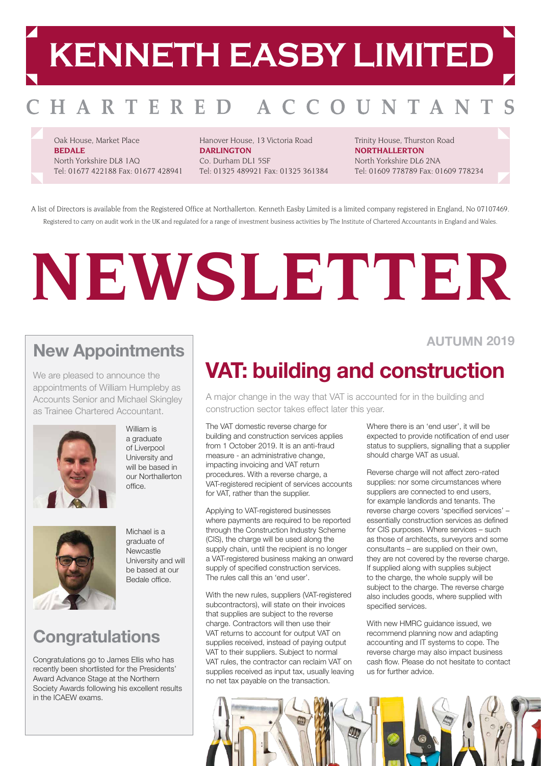# KENNETH EASBY LIMITED

## CHARTERED ACCOUNTANTS

Oak House, Market Place
**BEDALE**
North Yorkshire DL8 1AQ
Tel: 01677 422188 Fax: 01677 428941

Hanover House, 13 Victoria Road
**DARLINGTON**
Co. Durham DL1 5SF
Tel: 01325 489921 Fax: 01325 361384

Trinity House, Thurston Road
**NORTHALLERTON**
North Yorkshire DL6 2NA
Tel: 01609 778789 Fax: 01609 778234

A list of Directors is available from the Registered Office at Northallerton. Kenneth Easby Limited is a limited company registered in England, No 07107469. Registered to carry on audit work in the UK and regulated for a range of investment business activities by The Institute of Chartered Accountants in England and Wales.

# NEWSLETTER

**AUTUMN 2019**

## New Appointments

We are pleased to announce the appointments of William Humpleby as Accounts Senior and Michael Skingley as Trainee Chartered Accountant.

William is a graduate of Liverpool University and will be based in our Northallerton office.

Michael is a graduate of Newcastle University and will be based at our Bedale office.

## Congratulations

Congratulations go to James Ellis who has recently been shortlisted for the Presidents' Award Advance Stage at the Northern Society Awards following his excellent results in the ICAEW exams.

## VAT: building and construction

A major change in the way that VAT is accounted for in the building and construction sector takes effect later this year.

The VAT domestic reverse charge for building and construction services applies from 1 October 2019. It is an anti-fraud measure - an administrative change, impacting invoicing and VAT return procedures. With a reverse charge, a VAT-registered recipient of services accounts for VAT, rather than the supplier.

Applying to VAT-registered businesses where payments are required to be reported through the Construction Industry Scheme (CIS), the charge will be used along the supply chain, until the recipient is no longer a VAT-registered business making an onward supply of specified construction services. The rules call this an 'end user'.

With the new rules, suppliers (VAT-registered subcontractors), will state on their invoices that supplies are subject to the reverse charge. Contractors will then use their VAT returns to account for output VAT on supplies received, instead of paying output VAT to their suppliers. Subject to normal VAT rules, the contractor can reclaim VAT on supplies received as input tax, usually leaving no net tax payable on the transaction.

Where there is an 'end user', it will be expected to provide notification of end user status to suppliers, signalling that a supplier should charge VAT as usual.

Reverse charge will not affect zero-rated supplies: nor some circumstances where suppliers are connected to end users, for example landlords and tenants. The reverse charge covers 'specified services' – essentially construction services as defined for CIS purposes. Where services – such as those of architects, surveyors and some consultants – are supplied on their own, they are not covered by the reverse charge. If supplied along with supplies subject to the charge, the whole supply will be subject to the charge. The reverse charge also includes goods, where supplied with specified services.

With new HMRC guidance issued, we recommend planning now and adapting accounting and IT systems to cope. The reverse charge may also impact business cash flow. Please do not hesitate to contact us for further advice.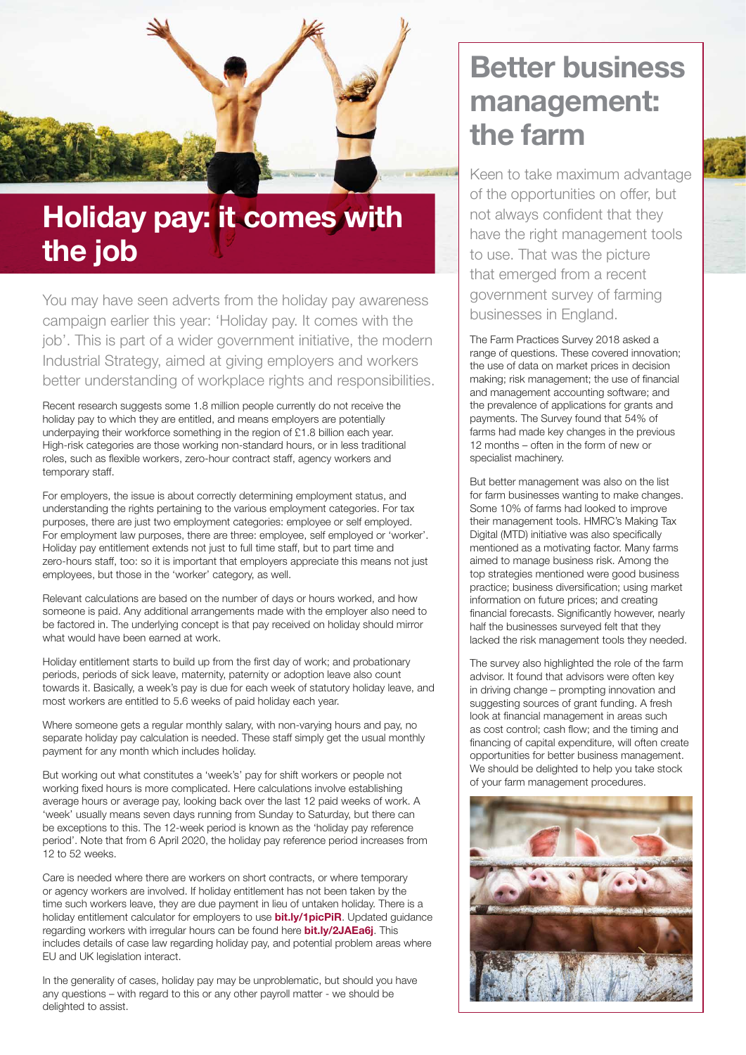# Holiday pay: it comes with the job

You may have seen adverts from the holiday pay awareness campaign earlier this year: 'Holiday pay. It comes with the job'. This is part of a wider government initiative, the modern Industrial Strategy, aimed at giving employers and workers better understanding of workplace rights and responsibilities.

Recent research suggests some 1.8 million people currently do not receive the holiday pay to which they are entitled, and means employers are potentially underpaying their workforce something in the region of £1.8 billion each year. High-risk categories are those working non-standard hours, or in less traditional roles, such as flexible workers, zero-hour contract staff, agency workers and temporary staff.

For employers, the issue is about correctly determining employment status, and understanding the rights pertaining to the various employment categories. For tax purposes, there are just two employment categories: employee or self employed. For employment law purposes, there are three: employee, self employed or 'worker'. Holiday pay entitlement extends not just to full time staff, but to part time and zero-hours staff, too: so it is important that employers appreciate this means not just employees, but those in the 'worker' category, as well.

Relevant calculations are based on the number of days or hours worked, and how someone is paid. Any additional arrangements made with the employer also need to be factored in. The underlying concept is that pay received on holiday should mirror what would have been earned at work.

Holiday entitlement starts to build up from the first day of work; and probationary periods, periods of sick leave, maternity, paternity or adoption leave also count towards it. Basically, a week's pay is due for each week of statutory holiday leave, and most workers are entitled to 5.6 weeks of paid holiday each year.

Where someone gets a regular monthly salary, with non-varying hours and pay, no separate holiday pay calculation is needed. These staff simply get the usual monthly payment for any month which includes holiday.

But working out what constitutes a 'week's' pay for shift workers or people not working fixed hours is more complicated. Here calculations involve establishing average hours or average pay, looking back over the last 12 paid weeks of work. A 'week' usually means seven days running from Sunday to Saturday, but there can be exceptions to this. The 12-week period is known as the 'holiday pay reference period'. Note that from 6 April 2020, the holiday pay reference period increases from 12 to 52 weeks.

Care is needed where there are workers on short contracts, or where temporary or agency workers are involved. If holiday entitlement has not been taken by the time such workers leave, they are due payment in lieu of untaken holiday. There is a holiday entitlement calculator for employers to use **bit.ly/1picPiR**. Updated guidance regarding workers with irregular hours can be found here **bit.ly/2JAEa6j**. This includes details of case law regarding holiday pay, and potential problem areas where EU and UK legislation interact.

In the generality of cases, holiday pay may be unproblematic, but should you have any questions – with regard to this or any other payroll matter - we should be delighted to assist.

# Better business management: the farm

Keen to take maximum advantage of the opportunities on offer, but not always confident that they have the right management tools to use. That was the picture that emerged from a recent government survey of farming businesses in England.

The Farm Practices Survey 2018 asked a range of questions. These covered innovation; the use of data on market prices in decision making; risk management; the use of financial and management accounting software; and the prevalence of applications for grants and payments. The Survey found that 54% of farms had made key changes in the previous 12 months – often in the form of new or specialist machinery.

But better management was also on the list for farm businesses wanting to make changes. Some 10% of farms had looked to improve their management tools. HMRC's Making Tax Digital (MTD) initiative was also specifically mentioned as a motivating factor. Many farms aimed to manage business risk. Among the top strategies mentioned were good business practice; business diversification; using market information on future prices; and creating financial forecasts. Significantly however, nearly half the businesses surveyed felt that they lacked the risk management tools they needed.

The survey also highlighted the role of the farm advisor. It found that advisors were often key in driving change – prompting innovation and suggesting sources of grant funding. A fresh look at financial management in areas such as cost control; cash flow; and the timing and financing of capital expenditure, will often create opportunities for better business management. We should be delighted to help you take stock of your farm management procedures.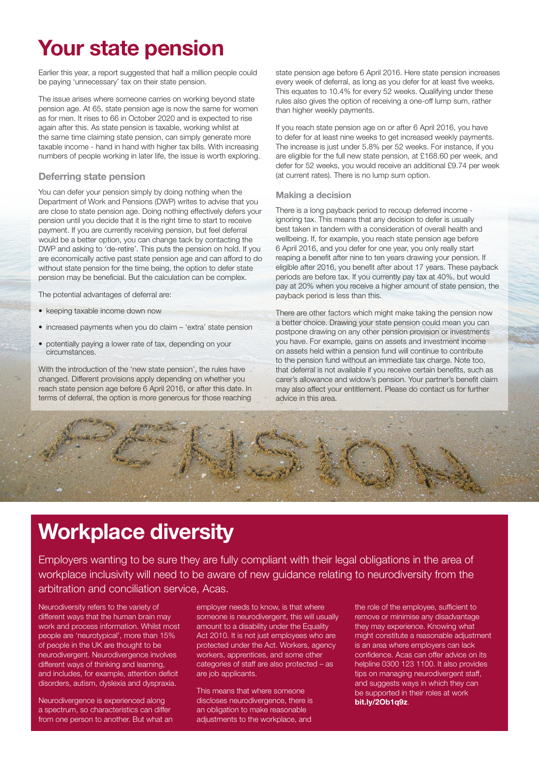# Your state pension

Earlier this year, a report suggested that half a million people could be paying 'unnecessary' tax on their state pension.

The issue arises where someone carries on working beyond state pension age. At 65, state pension age is now the same for women as for men. It rises to 66 in October 2020 and is expected to rise again after this. As state pension is taxable, working whilst at the same time claiming state pension, can simply generate more taxable income - hand in hand with higher tax bills. With increasing numbers of people working in later life, the issue is worth exploring.

### Deferring state pension

You can defer your pension simply by doing nothing when the Department of Work and Pensions (DWP) writes to advise that you are close to state pension age. Doing nothing effectively defers your pension until you decide that it is the right time to start to receive payment. If you are currently receiving pension, but feel deferral would be a better option, you can change tack by contacting the DWP and asking to 'de-retire'. This puts the pension on hold. If you are economically active past state pension age and can afford to do without state pension for the time being, the option to defer state pension may be beneficial. But the calculation can be complex.

The potential advantages of deferral are:

- keeping taxable income down now
- increased payments when you do claim – 'extra' state pension
- potentially paying a lower rate of tax, depending on your circumstances.

With the introduction of the 'new state pension', the rules have changed. Different provisions apply depending on whether you reach state pension age before 6 April 2016, or after this date. In terms of deferral, the option is more generous for those reaching state pension age before 6 April 2016. Here state pension increases every week of deferral, as long as you defer for at least five weeks. This equates to 10.4% for every 52 weeks. Qualifying under these rules also gives the option of receiving a one-off lump sum, rather than higher weekly payments.

If you reach state pension age on or after 6 April 2016, you have to defer for at least nine weeks to get increased weekly payments. The increase is just under 5.8% per 52 weeks. For instance, if you are eligible for the full new state pension, at £168.60 per week, and defer for 52 weeks, you would receive an additional £9.74 per week (at current rates). There is no lump sum option.

### Making a decision

There is a long payback period to recoup deferred income - ignoring tax. This means that any decision to defer is usually best taken in tandem with a consideration of overall health and wellbeing. If, for example, you reach state pension age before 6 April 2016, and you defer for one year, you only really start reaping a benefit after nine to ten years drawing your pension. If eligible after 2016, you benefit after about 17 years. These payback periods are before tax. If you currently pay tax at 40%, but would pay at 20% when you receive a higher amount of state pension, the payback period is less than this.

There are other factors which might make taking the pension now a better choice. Drawing your state pension could mean you can postpone drawing on any other pension provision or investments you have. For example, gains on assets and investment income on assets held within a pension fund will continue to contribute to the pension fund without an immediate tax charge. Note too, that deferral is not available if you receive certain benefits, such as carer's allowance and widow's pension. Your partner's benefit claim may also affect your entitlement. Please do contact us for further advice in this area.

# Workplace diversity

Employers wanting to be sure they are fully compliant with their legal obligations in the area of workplace inclusivity will need to be aware of new guidance relating to neurodiversity from the arbitration and conciliation service, Acas.

Neurodiversity refers to the variety of different ways that the human brain may work and process information. Whilst most people are 'neurotypical', more than 15% of people in the UK are thought to be neurodivergent. Neurodivergence involves different ways of thinking and learning, and includes, for example, attention deficit disorders, autism, dyslexia and dyspraxia.

Neurodivergence is experienced along a spectrum, so characteristics can differ from one person to another. But what an employer needs to know, is that where someone is neurodivergent, this will usually amount to a disability under the Equality Act 2010. It is not just employees who are protected under the Act. Workers, agency workers, apprentices, and some other categories of staff are also protected – as are job applicants.

This means that where someone discloses neurodivergence, there is an obligation to make reasonable adjustments to the workplace, and the role of the employee, sufficient to remove or minimise any disadvantage they may experience. Knowing what might constitute a reasonable adjustment is an area where employers can lack confidence. Acas can offer advice on its helpline 0300 123 1100. It also provides tips on managing neurodivergent staff, and suggests ways in which they can be supported in their roles at work **bit.ly/2Ob1q9z**.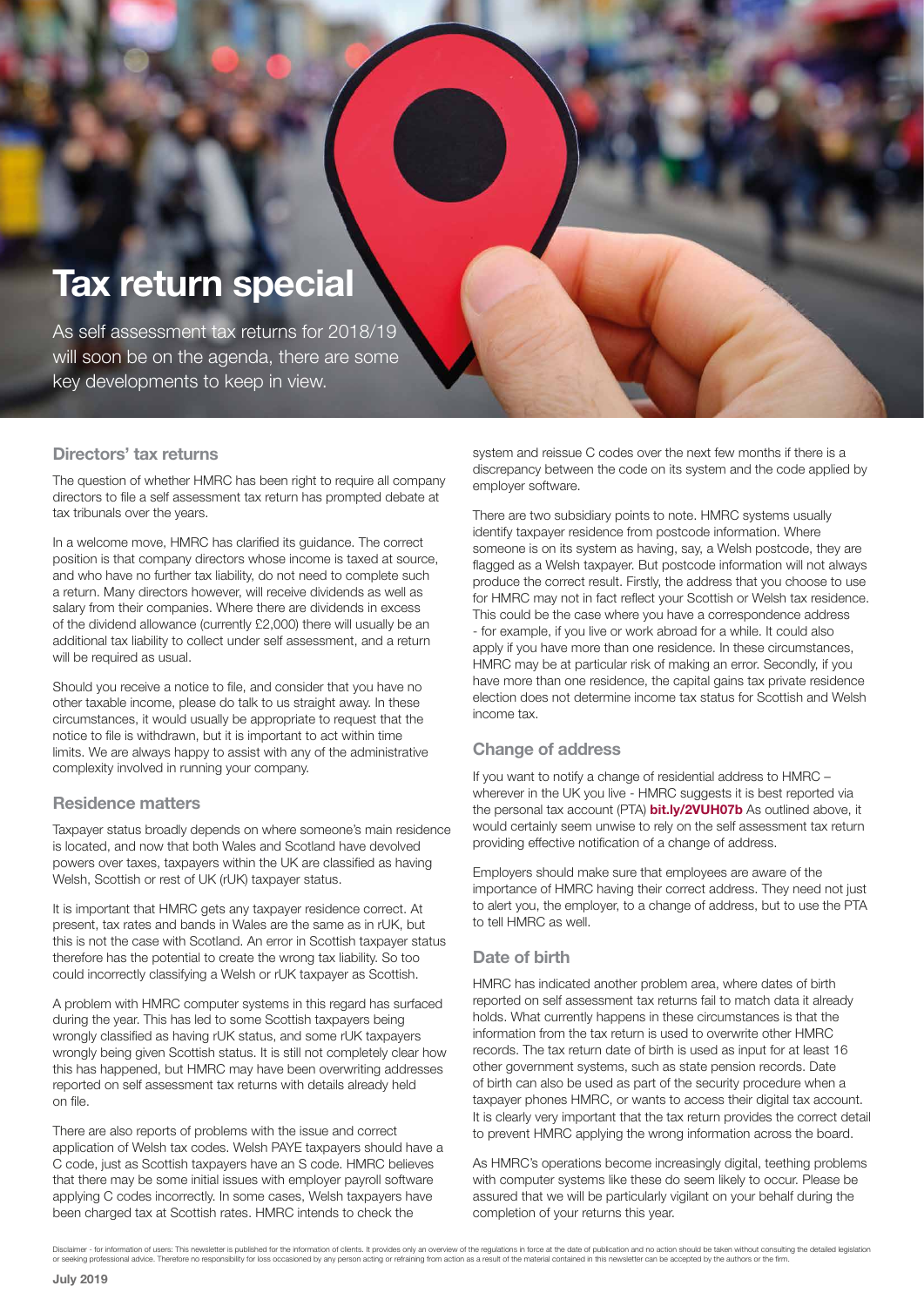# Tax return special

As self assessment tax returns for 2018/19 will soon be on the agenda, there are some key developments to keep in view.

## Directors' tax returns

The question of whether HMRC has been right to require all company directors to file a self assessment tax return has prompted debate at tax tribunals over the years.

In a welcome move, HMRC has clarified its guidance. The correct position is that company directors whose income is taxed at source, and who have no further tax liability, do not need to complete such a return. Many directors however, will receive dividends as well as salary from their companies. Where there are dividends in excess of the dividend allowance (currently £2,000) there will usually be an additional tax liability to collect under self assessment, and a return will be required as usual.

Should you receive a notice to file, and consider that you have no other taxable income, please do talk to us straight away. In these circumstances, it would usually be appropriate to request that the notice to file is withdrawn, but it is important to act within time limits. We are always happy to assist with any of the administrative complexity involved in running your company.

## Residence matters

Taxpayer status broadly depends on where someone's main residence is located, and now that both Wales and Scotland have devolved powers over taxes, taxpayers within the UK are classified as having Welsh, Scottish or rest of UK (rUK) taxpayer status.

It is important that HMRC gets any taxpayer residence correct. At present, tax rates and bands in Wales are the same as in rUK, but this is not the case with Scotland. An error in Scottish taxpayer status therefore has the potential to create the wrong tax liability. So too could incorrectly classifying a Welsh or rUK taxpayer as Scottish.

A problem with HMRC computer systems in this regard has surfaced during the year. This has led to some Scottish taxpayers being wrongly classified as having rUK status, and some rUK taxpayers wrongly being given Scottish status. It is still not completely clear how this has happened, but HMRC may have been overwriting addresses reported on self assessment tax returns with details already held on file.

There are also reports of problems with the issue and correct application of Welsh tax codes. Welsh PAYE taxpayers should have a C code, just as Scottish taxpayers have an S code. HMRC believes that there may be some initial issues with employer payroll software applying C codes incorrectly. In some cases, Welsh taxpayers have been charged tax at Scottish rates. HMRC intends to check the system and reissue C codes over the next few months if there is a discrepancy between the code on its system and the code applied by employer software.

There are two subsidiary points to note. HMRC systems usually identify taxpayer residence from postcode information. Where someone is on its system as having, say, a Welsh postcode, they are flagged as a Welsh taxpayer. But postcode information will not always produce the correct result. Firstly, the address that you choose to use for HMRC may not in fact reflect your Scottish or Welsh tax residence. This could be the case where you have a correspondence address - for example, if you live or work abroad for a while. It could also apply if you have more than one residence. In these circumstances, HMRC may be at particular risk of making an error. Secondly, if you have more than one residence, the capital gains tax private residence election does not determine income tax status for Scottish and Welsh income tax.

## Change of address

If you want to notify a change of residential address to HMRC – wherever in the UK you live - HMRC suggests it is best reported via the personal tax account (PTA) **bit.ly/2VUH07b** As outlined above, it would certainly seem unwise to rely on the self assessment tax return providing effective notification of a change of address.

Employers should make sure that employees are aware of the importance of HMRC having their correct address. They need not just to alert you, the employer, to a change of address, but to use the PTA to tell HMRC as well.

## Date of birth

HMRC has indicated another problem area, where dates of birth reported on self assessment tax returns fail to match data it already holds. What currently happens in these circumstances is that the information from the tax return is used to overwrite other HMRC records. The tax return date of birth is used as input for at least 16 other government systems, such as state pension records. Date of birth can also be used as part of the security procedure when a taxpayer phones HMRC, or wants to access their digital tax account. It is clearly very important that the tax return provides the correct detail to prevent HMRC applying the wrong information across the board.

As HMRC's operations become increasingly digital, teething problems with computer systems like these do seem likely to occur. Please be assured that we will be particularly vigilant on your behalf during the completion of your returns this year.

Disclaimer - for information of users: This newsletter is published for the information of clients. It provides only an overview of the regulations in force at the date of publication and no action should be taken without consulting the detailed legislation or seeking professional advice. Therefore no responsibility for loss occasioned by any person acting or refraining from action as a result of the material contained in this newsletter can be accepted by the authors or the firm.

**July 2019**